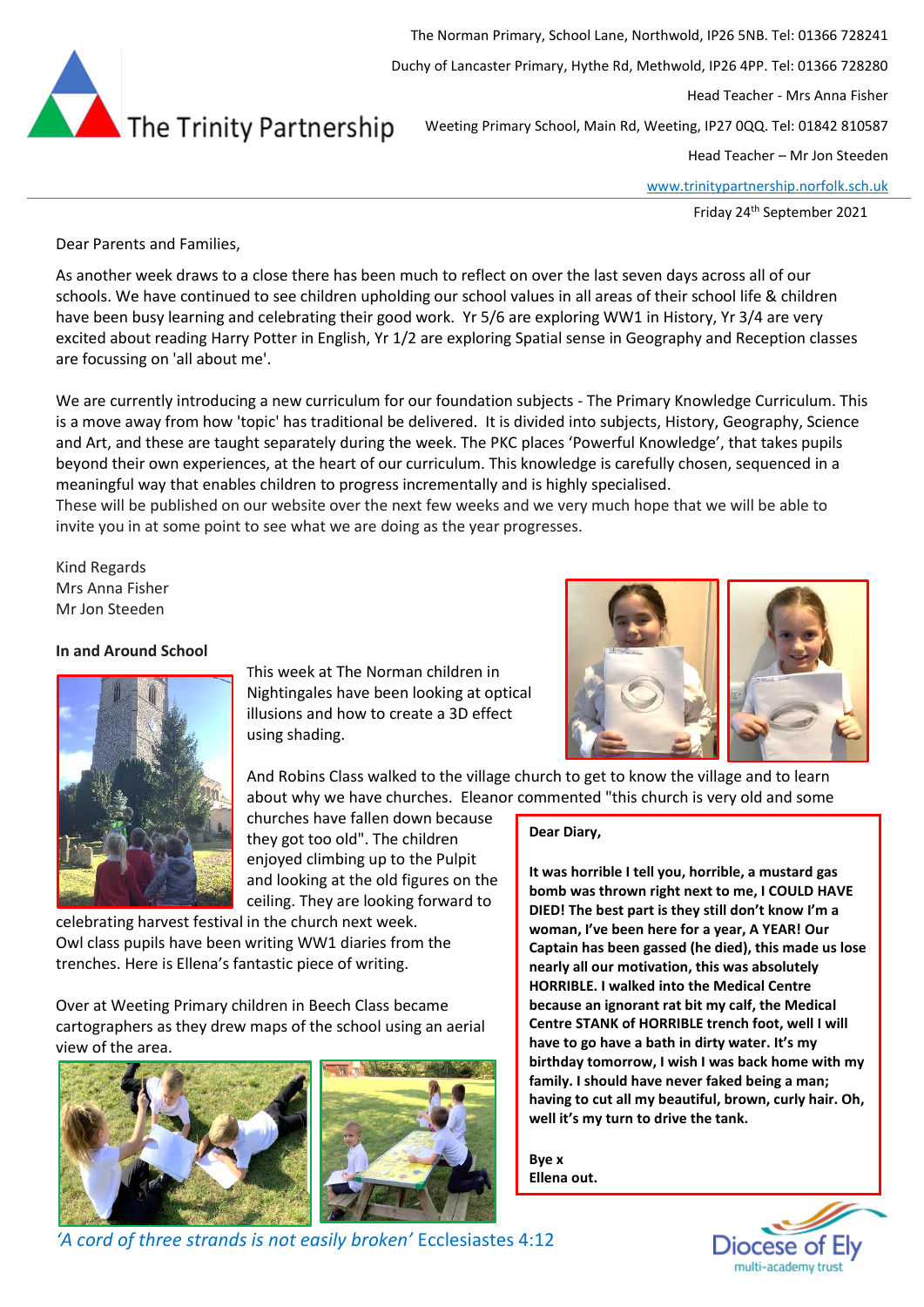The Trinity Partnership

The Norman Primary, School Lane, Northwold, IP26 5NB. Tel: 01366 728241

Duchy of Lancaster Primary, Hythe Rd, Methwold, IP26 4PP. Tel: 01366 728280

Head Teacher - Mrs Anna Fisher

Weeting Primary School, Main Rd, Weeting, IP27 0QQ. Tel: 01842 810587

Head Teacher – Mr Jon Steeden

www.trinitypartnership.norfolk.sch.uk

Friday 24th September 2021

Dear Parents and Families,

As another week draws to a close there has been much to reflect on over the last seven days across all of our schools. We have continued to see children upholding our school values in all areas of their school life & children have been busy learning and celebrating their good work. Yr 5/6 are exploring WW1 in History, Yr 3/4 are very excited about reading Harry Potter in English, Yr 1/2 are exploring Spatial sense in Geography and Reception classes are focussing on 'all about me'.

We are currently introducing a new curriculum for our foundation subjects - The Primary Knowledge Curriculum. This is a move away from how 'topic' has traditional be delivered. It is divided into subjects, History, Geography, Science and Art, and these are taught separately during the week. The PKC places 'Powerful Knowledge', that takes pupils beyond their own experiences, at the heart of our curriculum. This knowledge is carefully chosen, sequenced in a meaningful way that enables children to progress incrementally and is highly specialised.
These will be published on our website over the next few weeks and we very much hope that we will be able to invite you in at some point to see what we are doing as the year progresses.

Kind Regards
Mrs Anna Fisher
Mr Jon Steeden

**In and Around School**

This week at The Norman children in Nightingales have been looking at optical illusions and how to create a 3D effect using shading.

And Robins Class walked to the village church to get to know the village and to learn about why we have churches. Eleanor commented "this church is very old and some churches have fallen down because they got too old". The children enjoyed climbing up to the Pulpit and looking at the old figures on the ceiling. They are looking forward to celebrating harvest festival in the church next week.
Owl class pupils have been writing WW1 diaries from the trenches. Here is Ellena's fantastic piece of writing.

**Dear Diary,**

**It was horrible I tell you, horrible, a mustard gas bomb was thrown right next to me, I COULD HAVE DIED! The best part is they still don't know I'm a woman, I've been here for a year, A YEAR! Our Captain has been gassed (he died), this made us lose nearly all our motivation, this was absolutely HORRIBLE. I walked into the Medical Centre because an ignorant rat bit my calf, the Medical Centre STANK of HORRIBLE trench foot, well I will have to go have a bath in dirty water. It's my birthday tomorrow, I wish I was back home with my family. I should have never faked being a man; having to cut all my beautiful, brown, curly hair. Oh, well it's my turn to drive the tank.**

**Bye x**
**Ellena out.**

Over at Weeting Primary children in Beech Class became cartographers as they drew maps of the school using an aerial view of the area.

*'A cord of three strands is not easily broken'* Ecclesiastes 4:12

Diocese of Ely multi-academy trust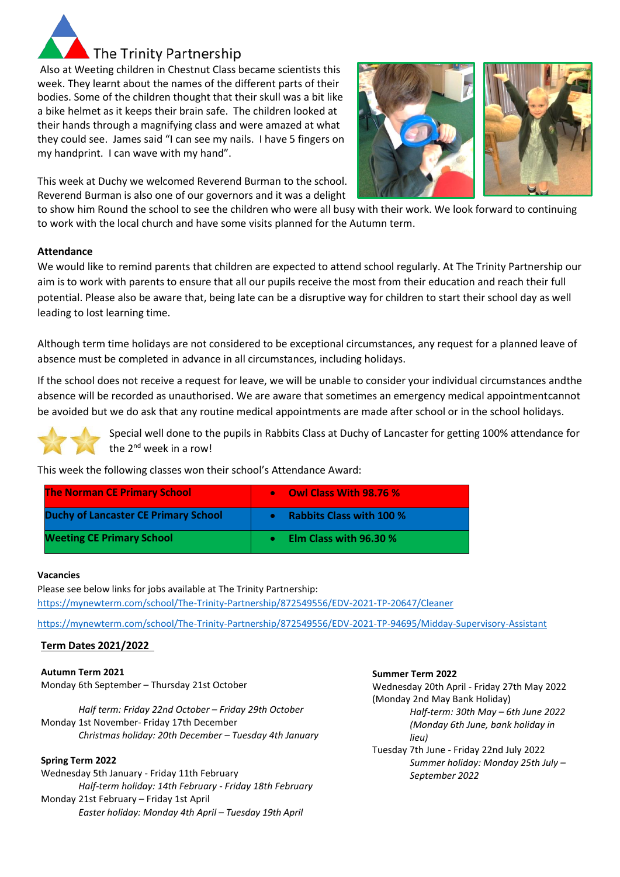# The Trinity Partnership

Also at Weeting children in Chestnut Class became scientists this week. They learnt about the names of the different parts of their bodies. Some of the children thought that their skull was a bit like a bike helmet as it keeps their brain safe. The children looked at their hands through a magnifying class and were amazed at what they could see. James said "I can see my nails. I have 5 fingers on my handprint. I can wave with my hand".

This week at Duchy we welcomed Reverend Burman to the school. Reverend Burman is also one of our governors and it was a delight to show him Round the school to see the children who were all busy with their work. We look forward to continuing to work with the local church and have some visits planned for the Autumn term.

**Attendance**

We would like to remind parents that children are expected to attend school regularly. At The Trinity Partnership our aim is to work with parents to ensure that all our pupils receive the most from their education and reach their full potential. Please also be aware that, being late can be a disruptive way for children to start their school day as well leading to lost learning time.

Although term time holidays are not considered to be exceptional circumstances, any request for a planned leave of absence must be completed in advance in all circumstances, including holidays.

If the school does not receive a request for leave, we will be unable to consider your individual circumstances andthe absence will be recorded as unauthorised. We are aware that sometimes an emergency medical appointmentcannot be avoided but we do ask that any routine medical appointments are made after school or in the school holidays.

Special well done to the pupils in Rabbits Class at Duchy of Lancaster for getting 100% attendance for the 2nd week in a row!

This week the following classes won their school's Attendance Award:

| School | Class |
|---|---|
| **The Norman CE Primary School** | • **Owl Class With 98.76 %** |
| **Duchy of Lancaster CE Primary School** | • **Rabbits Class with 100 %** |
| **Weeting CE Primary School** | • **Elm Class with 96.30 %** |

**Vacancies**

Please see below links for jobs available at The Trinity Partnership:

https://mynewterm.com/school/The-Trinity-Partnership/872549556/EDV-2021-TP-20647/Cleaner

https://mynewterm.com/school/The-Trinity-Partnership/872549556/EDV-2021-TP-94695/Midday-Supervisory-Assistant

**Term Dates 2021/2022**

**Autumn Term 2021**

Monday 6th September – Thursday 21st October

*Half term: Friday 22nd October – Friday 29th October*

Monday 1st November- Friday 17th December

*Christmas holiday: 20th December – Tuesday 4th January*

**Spring Term 2022**

Wednesday 5th January - Friday 11th February

*Half-term holiday: 14th February - Friday 18th February*

Monday 21st February – Friday 1st April

*Easter holiday: Monday 4th April – Tuesday 19th April*

**Summer Term 2022**

Wednesday 20th April - Friday 27th May 2022

(Monday 2nd May Bank Holiday)

*Half-term: 30th May – 6th June 2022 (Monday 6th June, bank holiday in lieu)*

Tuesday 7th June - Friday 22nd July 2022

*Summer holiday: Monday 25th July – September 2022*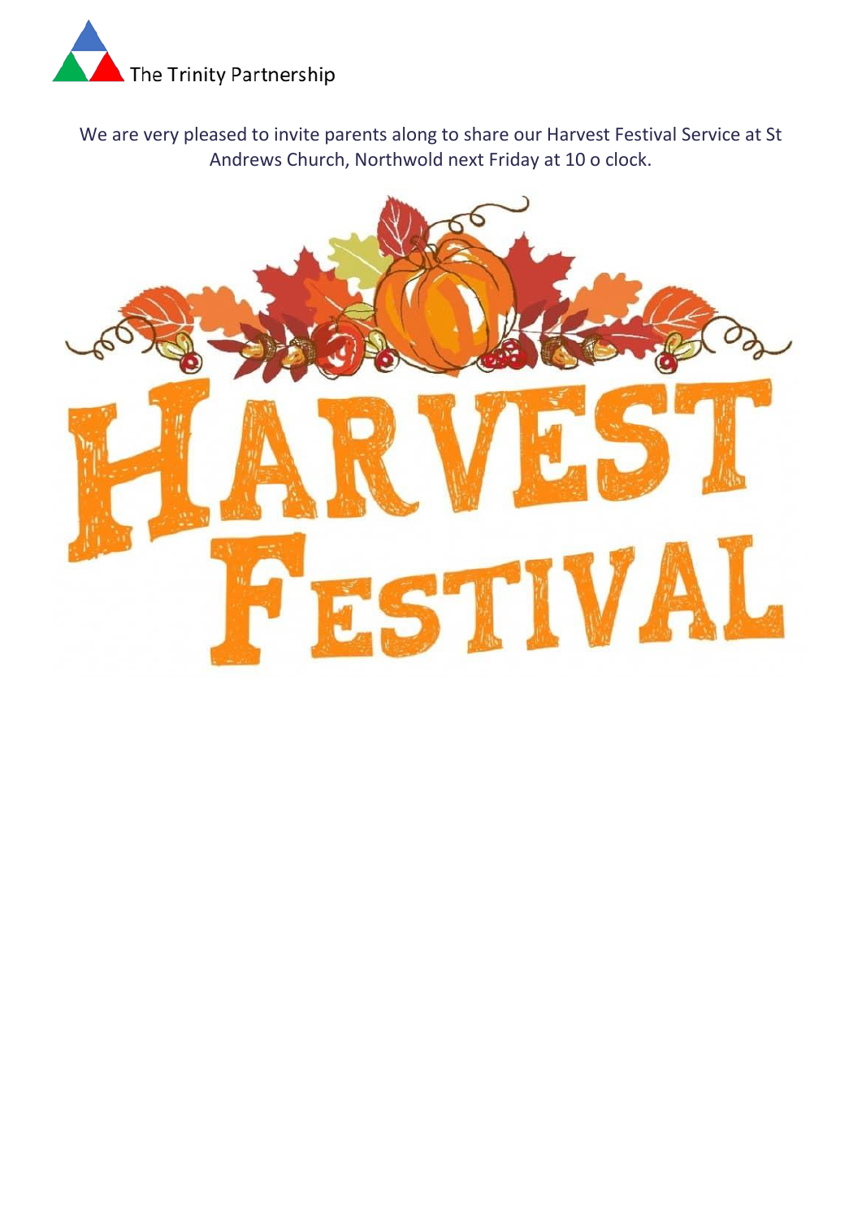The Trinity Partnership

We are very pleased to invite parents along to share our Harvest Festival Service at St Andrews Church, Northwold next Friday at 10 o clock.

# HARVEST FESTIVAL